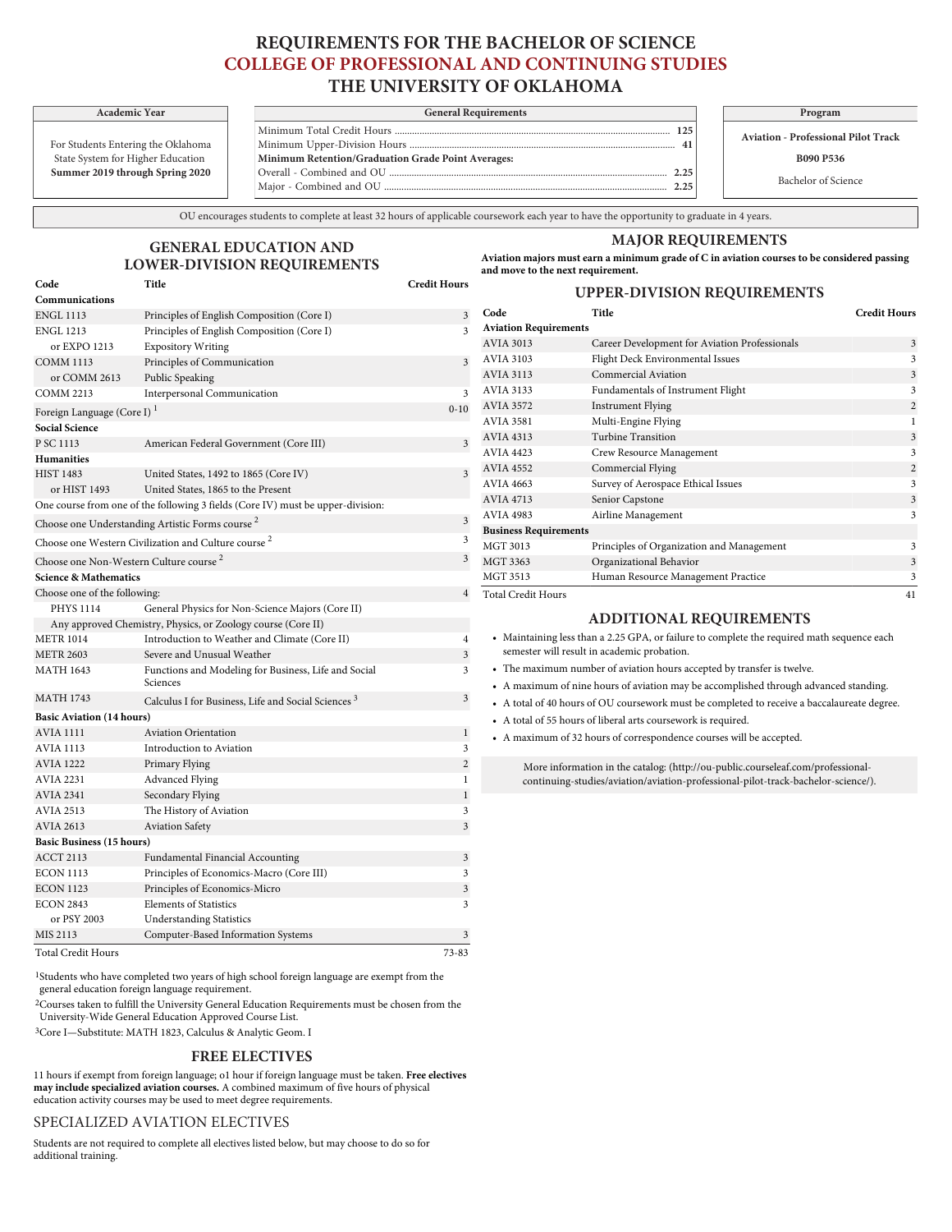# REQUIREMENTS FOR THE BACHELOR OF SCIENCE
# COLLEGE OF PROFESSIONAL AND CONTINUING STUDIES
# THE UNIVERSITY OF OKLAHOMA

| Academic Year |
|---|
| For Students Entering the Oklahoma State System for Higher Education **Summer 2019 through Spring 2020** |

| General Requirements | |
|---|---|
| Minimum Total Credit Hours | **125** |
| Minimum Upper-Division Hours | **41** |
| **Minimum Retention/Graduation Grade Point Averages:** | |
| Overall - Combined and OU | **2.25** |
| Major - Combined and OU | **2.25** |

| Program |
|---|
| **Aviation - Professional Pilot Track** |
| **B090 P536** |
| Bachelor of Science |

OU encourages students to complete at least 32 hours of applicable coursework each year to have the opportunity to graduate in 4 years.

## GENERAL EDUCATION AND LOWER-DIVISION REQUIREMENTS

| Code | Title | Credit Hours |
|---|---|---|
| **Communications** | | |
| ENGL 1113 | Principles of English Composition (Core I) | 3 |
| ENGL 1213 | Principles of English Composition (Core I) | 3 |
| or EXPO 1213 | Expository Writing | |
| COMM 1113 | Principles of Communication | 3 |
| or COMM 2613 | Public Speaking | |
| COMM 2213 | Interpersonal Communication | 3 |
| Foreign Language (Core I) [1] | | 0-10 |
| **Social Science** | | |
| P SC 1113 | American Federal Government (Core III) | 3 |
| **Humanities** | | |
| HIST 1483 | United States, 1492 to 1865 (Core IV) | 3 |
| or HIST 1493 | United States, 1865 to the Present | |
| One course from one of the following 3 fields (Core IV) must be upper-division: | | |
| Choose one Understanding Artistic Forms course [2] | | 3 |
| Choose one Western Civilization and Culture course [2] | | 3 |
| Choose one Non-Western Culture course [2] | | 3 |
| **Science & Mathematics** | | |
| Choose one of the following: | | 4 |
| PHYS 1114 | General Physics for Non-Science Majors (Core II) | |
| Any approved Chemistry, Physics, or Zoology course (Core II) | | |
| METR 1014 | Introduction to Weather and Climate (Core II) | 4 |
| METR 2603 | Severe and Unusual Weather | 3 |
| MATH 1643 | Functions and Modeling for Business, Life and Social Sciences | 3 |
| MATH 1743 | Calculus I for Business, Life and Social Sciences [3] | 3 |
| **Basic Aviation (14 hours)** | | |
| AVIA 1111 | Aviation Orientation | 1 |
| AVIA 1113 | Introduction to Aviation | 3 |
| AVIA 1222 | Primary Flying | 2 |
| AVIA 2231 | Advanced Flying | 1 |
| AVIA 2341 | Secondary Flying | 1 |
| AVIA 2513 | The History of Aviation | 3 |
| AVIA 2613 | Aviation Safety | 3 |
| **Basic Business (15 hours)** | | |
| ACCT 2113 | Fundamental Financial Accounting | 3 |
| ECON 1113 | Principles of Economics-Macro (Core III) | 3 |
| ECON 1123 | Principles of Economics-Micro | 3 |
| ECON 2843 | Elements of Statistics | 3 |
| or PSY 2003 | Understanding Statistics | |
| MIS 2113 | Computer-Based Information Systems | 3 |
| Total Credit Hours | | 73-83 |

[1] Students who have completed two years of high school foreign language are exempt from the general education foreign language requirement.

[2] Courses taken to fulfill the University General Education Requirements must be chosen from the University-Wide General Education Approved Course List.

[3] Core I—Substitute: MATH 1823, Calculus & Analytic Geom. I

## FREE ELECTIVES

11 hours if exempt from foreign language; o1 hour if foreign language must be taken. **Free electives may include specialized aviation courses.** A combined maximum of five hours of physical education activity courses may be used to meet degree requirements.

## SPECIALIZED AVIATION ELECTIVES

Students are not required to complete all electives listed below, but may choose to do so for additional training.

## MAJOR REQUIREMENTS

**Aviation majors must earn a minimum grade of C in aviation courses to be considered passing and move to the next requirement.**

### UPPER-DIVISION REQUIREMENTS

| Code | Title | Credit Hours |
|---|---|---|
| **Aviation Requirements** | | |
| AVIA 3013 | Career Development for Aviation Professionals | 3 |
| AVIA 3103 | Flight Deck Environmental Issues | 3 |
| AVIA 3113 | Commercial Aviation | 3 |
| AVIA 3133 | Fundamentals of Instrument Flight | 3 |
| AVIA 3572 | Instrument Flying | 2 |
| AVIA 3581 | Multi-Engine Flying | 1 |
| AVIA 4313 | Turbine Transition | 3 |
| AVIA 4423 | Crew Resource Management | 3 |
| AVIA 4552 | Commercial Flying | 2 |
| AVIA 4663 | Survey of Aerospace Ethical Issues | 3 |
| AVIA 4713 | Senior Capstone | 3 |
| AVIA 4983 | Airline Management | 3 |
| **Business Requirements** | | |
| MGT 3013 | Principles of Organization and Management | 3 |
| MGT 3363 | Organizational Behavior | 3 |
| MGT 3513 | Human Resource Management Practice | 3 |
| Total Credit Hours | | 41 |

### ADDITIONAL REQUIREMENTS

- Maintaining less than a 2.25 GPA, or failure to complete the required math sequence each semester will result in academic probation.
- The maximum number of aviation hours accepted by transfer is twelve.
- A maximum of nine hours of aviation may be accomplished through advanced standing.
- A total of 40 hours of OU coursework must be completed to receive a baccalaureate degree.
- A total of 55 hours of liberal arts coursework is required.
- A maximum of 32 hours of correspondence courses will be accepted.

More information in the catalog: (http://ou-public.courseleaf.com/professional-continuing-studies/aviation/aviation-professional-pilot-track-bachelor-science/).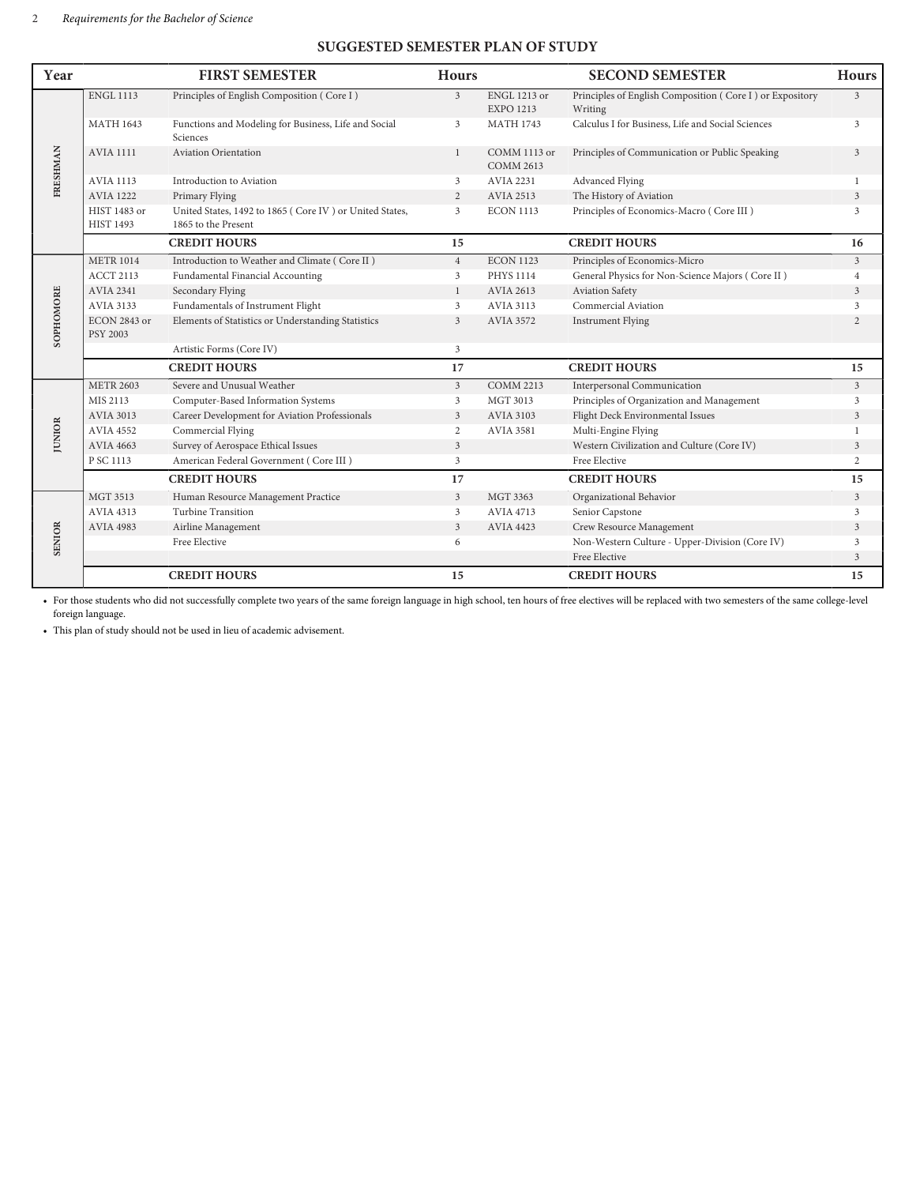## SUGGESTED SEMESTER PLAN OF STUDY

| Year | FIRST SEMESTER | | Hours | SECOND SEMESTER | | Hours |
|---|---|---|---|---|---|---|
| FRESHMAN | ENGL 1113 | Principles of English Composition ( Core I ) | 3 | ENGL 1213 or EXPO 1213 | Principles of English Composition ( Core I ) or Expository Writing | 3 |
| | MATH 1643 | Functions and Modeling for Business, Life and Social Sciences | 3 | MATH 1743 | Calculus I for Business, Life and Social Sciences | 3 |
| | AVIA 1111 | Aviation Orientation | 1 | COMM 1113 or COMM 2613 | Principles of Communication or Public Speaking | 3 |
| | AVIA 1113 | Introduction to Aviation | 3 | AVIA 2231 | Advanced Flying | 1 |
| | AVIA 1222 | Primary Flying | 2 | AVIA 2513 | The History of Aviation | 3 |
| | HIST 1483 or HIST 1493 | United States, 1492 to 1865 ( Core IV ) or United States, 1865 to the Present | 3 | ECON 1113 | Principles of Economics-Macro ( Core III ) | 3 |
| | | **CREDIT HOURS** | **15** | | **CREDIT HOURS** | **16** |
| SOPHOMORE | METR 1014 | Introduction to Weather and Climate ( Core II ) | 4 | ECON 1123 | Principles of Economics-Micro | 3 |
| | ACCT 2113 | Fundamental Financial Accounting | 3 | PHYS 1114 | General Physics for Non-Science Majors ( Core II ) | 4 |
| | AVIA 2341 | Secondary Flying | 1 | AVIA 2613 | Aviation Safety | 3 |
| | AVIA 3133 | Fundamentals of Instrument Flight | 3 | AVIA 3113 | Commercial Aviation | 3 |
| | ECON 2843 or PSY 2003 | Elements of Statistics or Understanding Statistics | 3 | AVIA 3572 | Instrument Flying | 2 |
| | | Artistic Forms (Core IV) | 3 | | | |
| | | **CREDIT HOURS** | **17** | | **CREDIT HOURS** | **15** |
| JUNIOR | METR 2603 | Severe and Unusual Weather | 3 | COMM 2213 | Interpersonal Communication | 3 |
| | MIS 2113 | Computer-Based Information Systems | 3 | MGT 3013 | Principles of Organization and Management | 3 |
| | AVIA 3013 | Career Development for Aviation Professionals | 3 | AVIA 3103 | Flight Deck Environmental Issues | 3 |
| | AVIA 4552 | Commercial Flying | 2 | AVIA 3581 | Multi-Engine Flying | 1 |
| | AVIA 4663 | Survey of Aerospace Ethical Issues | 3 | | Western Civilization and Culture (Core IV) | 3 |
| | P SC 1113 | American Federal Government ( Core III ) | 3 | | Free Elective | 2 |
| | | **CREDIT HOURS** | **17** | | **CREDIT HOURS** | **15** |
| SENIOR | MGT 3513 | Human Resource Management Practice | 3 | MGT 3363 | Organizational Behavior | 3 |
| | AVIA 4313 | Turbine Transition | 3 | AVIA 4713 | Senior Capstone | 3 |
| | AVIA 4983 | Airline Management | 3 | AVIA 4423 | Crew Resource Management | 3 |
| | | Free Elective | 6 | | Non-Western Culture - Upper-Division (Core IV) | 3 |
| | | | | | Free Elective | 3 |
| | | **CREDIT HOURS** | **15** | | **CREDIT HOURS** | **15** |

- For those students who did not successfully complete two years of the same foreign language in high school, ten hours of free electives will be replaced with two semesters of the same college-level foreign language.
- This plan of study should not be used in lieu of academic advisement.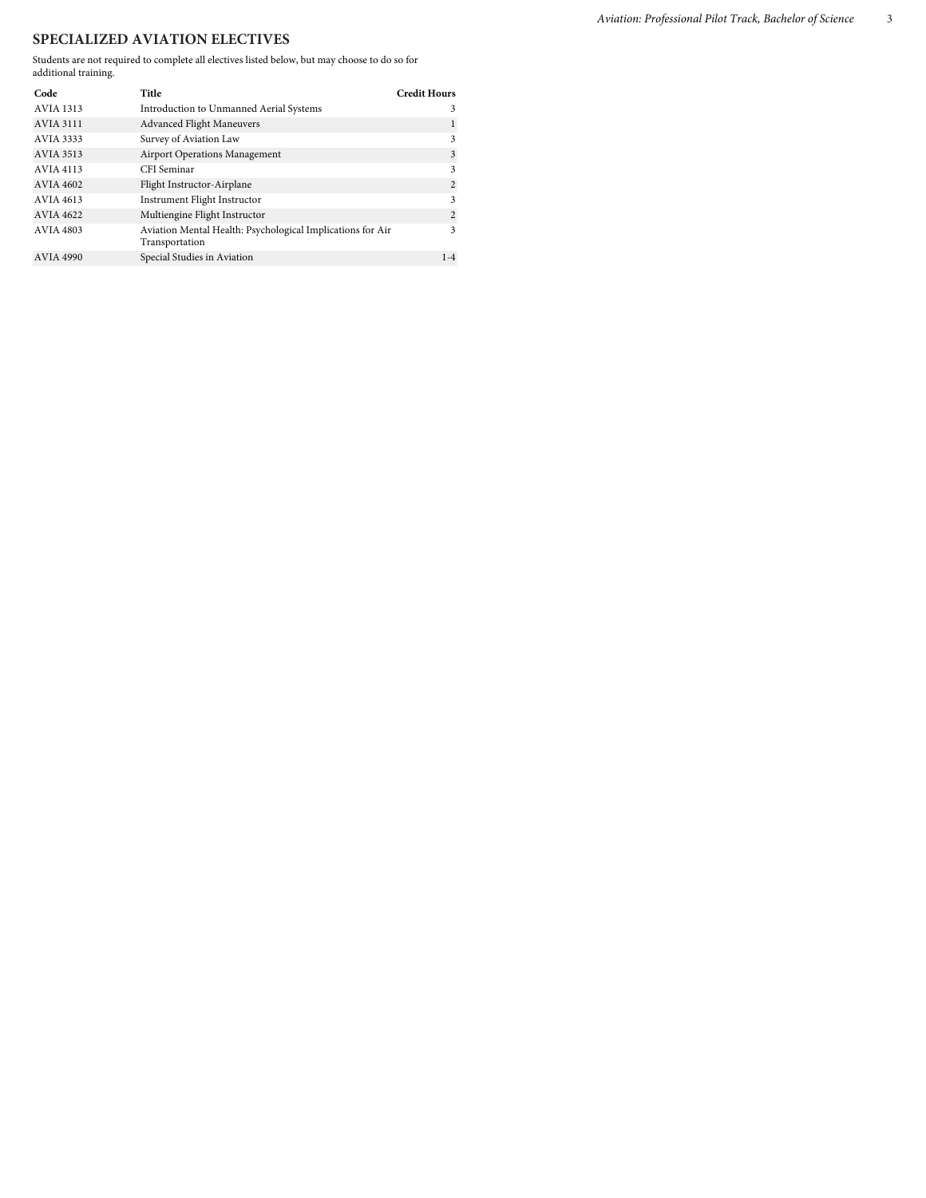## SPECIALIZED AVIATION ELECTIVES

Students are not required to complete all electives listed below, but may choose to do so for additional training.

| Code | Title | Credit Hours |
|---|---|---|
| AVIA 1313 | Introduction to Unmanned Aerial Systems | 3 |
| AVIA 3111 | Advanced Flight Maneuvers | 1 |
| AVIA 3333 | Survey of Aviation Law | 3 |
| AVIA 3513 | Airport Operations Management | 3 |
| AVIA 4113 | CFI Seminar | 3 |
| AVIA 4602 | Flight Instructor-Airplane | 2 |
| AVIA 4613 | Instrument Flight Instructor | 3 |
| AVIA 4622 | Multiengine Flight Instructor | 2 |
| AVIA 4803 | Aviation Mental Health: Psychological Implications for Air Transportation | 3 |
| AVIA 4990 | Special Studies in Aviation | 1-4 |